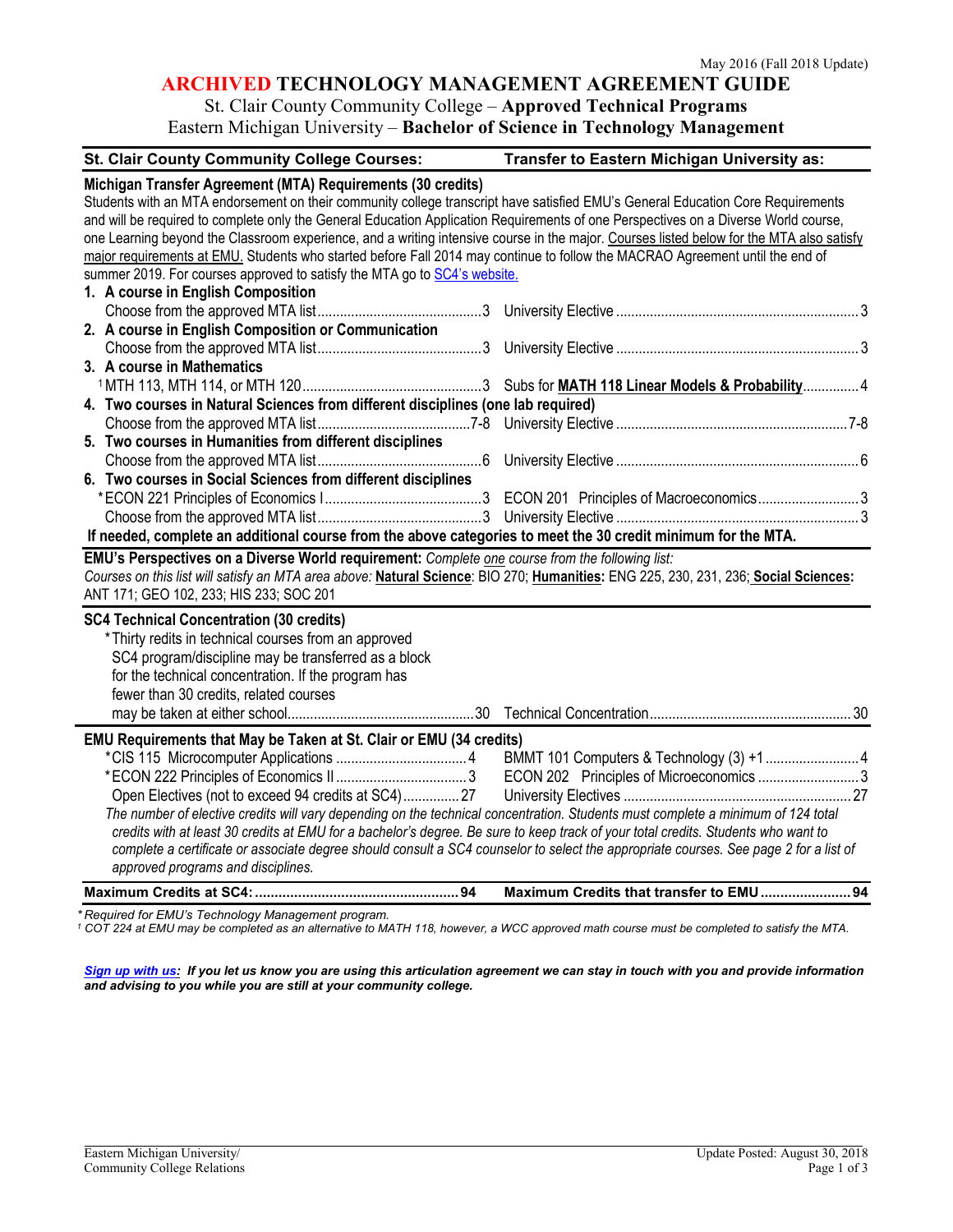May 2016 (Fall 2018 Update)

# ARCHIVED TECHNOLOGY MANAGEMENT AGREEMENT GUIDE

St. Clair County Community College – **Approved Technical Programs**
Eastern Michigan University – **Bachelor of Science in Technology Management**

| St. Clair County Community College Courses: | | Transfer to Eastern Michigan University as: | |
|---|---|---|---|
| **Michigan Transfer Agreement (MTA) Requirements (30 credits)** | | | |
| Students with an MTA endorsement on their community college transcript have satisfied EMU's General Education Core Requirements and will be required to complete only the General Education Application Requirements of one Perspectives on a Diverse World course, one Learning beyond the Classroom experience, and a writing intensive course in the major. Courses listed below for the MTA also satisfy major requirements at EMU. Students who started before Fall 2014 may continue to follow the MACRAO Agreement until the end of summer 2019. For courses approved to satisfy the MTA go to SC4's website. | | | |
| **1. A course in English Composition** | | | |
| Choose from the approved MTA list | 3 | University Elective | 3 |
| **2. A course in English Composition or Communication** | | | |
| Choose from the approved MTA list | 3 | University Elective | 3 |
| **3. A course in Mathematics** | | | |
| [1] MTH 113, MTH 114, or MTH 120 | 3 | Subs for **MATH 118 Linear Models & Probability** | 4 |
| **4. Two courses in Natural Sciences from different disciplines (one lab required)** | | | |
| Choose from the approved MTA list | 7-8 | University Elective | 7-8 |
| **5. Two courses in Humanities from different disciplines** | | | |
| Choose from the approved MTA list | 6 | University Elective | 6 |
| **6. Two courses in Social Sciences from different disciplines** | | | |
| *ECON 221 Principles of Economics I | 3 | ECON 201 Principles of Macroeconomics | 3 |
| Choose from the approved MTA list | 3 | University Elective | 3 |
| **If needed, complete an additional course from the above categories to meet the 30 credit minimum for the MTA.** | | | |

**EMU's Perspectives on a Diverse World requirement:** *Complete one course from the following list:*
*Courses on this list will satisfy an MTA area above:* **Natural Science**: BIO 270; **Humanities:** ENG 225, 230, 231, 236; **Social Sciences:** ANT 171; GEO 102, 233; HIS 233; SOC 201

| St. Clair County Community College Courses: | | Transfer to Eastern Michigan University as: | |
|---|---|---|---|
| **SC4 Technical Concentration (30 credits)** | | | |
| *Thirty redits in technical courses from an approved SC4 program/discipline may be transferred as a block for the technical concentration. If the program has fewer than 30 credits, related courses may be taken at either school | 30 | Technical Concentration | 30 |
| **EMU Requirements that May be Taken at St. Clair or EMU (34 credits)** | | | |
| *CIS 115 Microcomputer Applications | 4 | BMMT 101 Computers & Technology (3) +1 | 4 |
| *ECON 222 Principles of Economics II | 3 | ECON 202 Principles of Microeconomics | 3 |
| Open Electives (not to exceed 94 credits at SC4) | 27 | University Electives | 27 |
| *The number of elective credits will vary depending on the technical concentration. Students must complete a minimum of 124 total credits with at least 30 credits at EMU for a bachelor's degree. Be sure to keep track of your total credits. Students who want to complete a certificate or associate degree should consult a SC4 counselor to select the appropriate courses. See page 2 for a list of approved programs and disciplines.* | | | |
| **Maximum Credits at SC4:** | **94** | **Maximum Credits that transfer to EMU** | **94** |

*\*Required for EMU's Technology Management program.*
*[1] COT 224 at EMU may be completed as an alternative to MATH 118, however, a WCC approved math course must be completed to satisfy the MTA.*

***Sign up with us**: If you let us know you are using this articulation agreement we can stay in touch with you and provide information and advising to you while you are still at your community college.*

Eastern Michigan University/
Community College Relations

Update Posted: August 30, 2018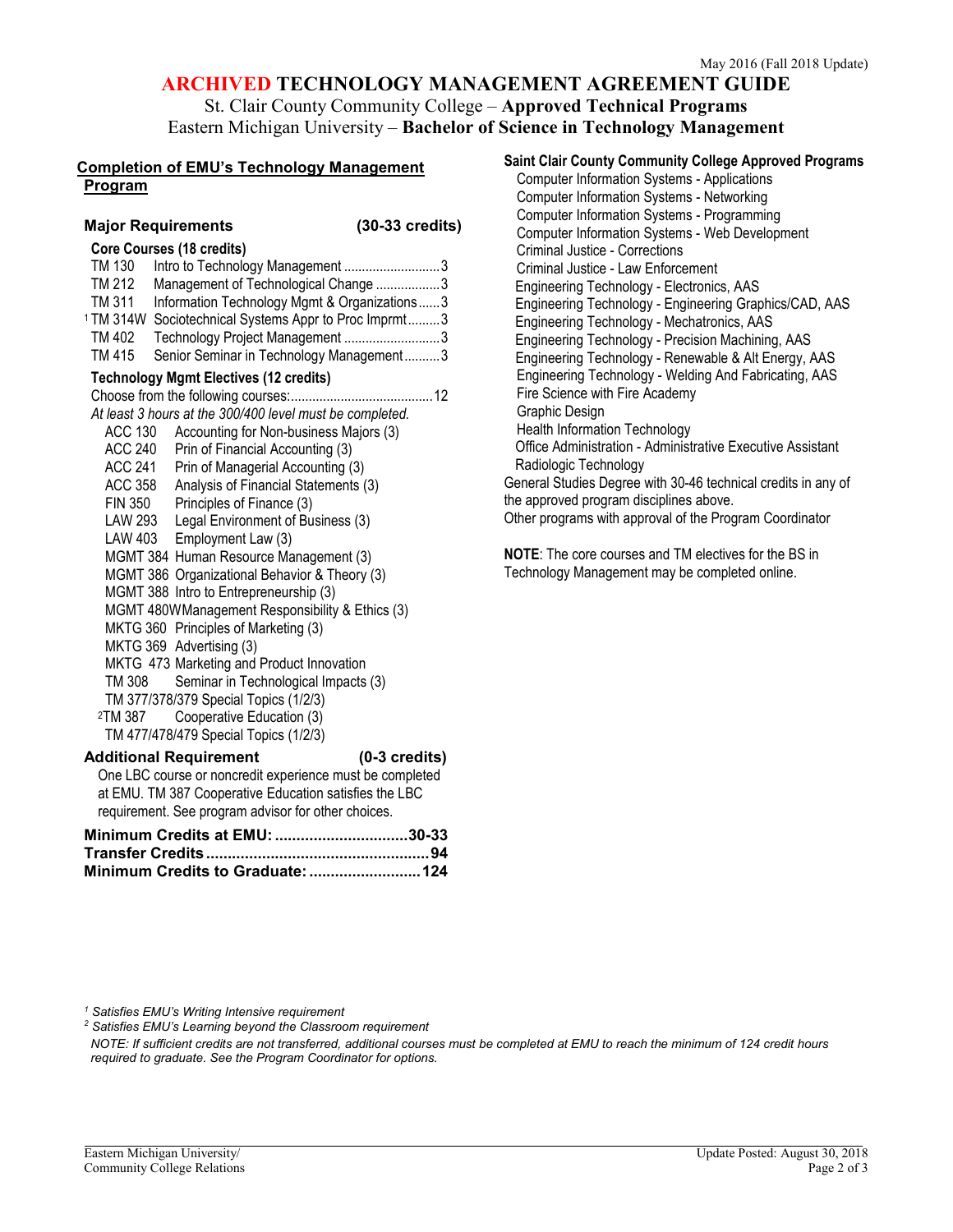May 2016 (Fall 2018 Update)

# ARCHIVED TECHNOLOGY MANAGEMENT AGREEMENT GUIDE

St. Clair County Community College – **Approved Technical Programs**
Eastern Michigan University – **Bachelor of Science in Technology Management**

## Completion of EMU's Technology Management Program

### Major Requirements (30-33 credits)

**Core Courses (18 credits)**

| Course | Title | Credits |
|---|---|---|
| TM 130 | Intro to Technology Management | 3 |
| TM 212 | Management of Technological Change | 3 |
| TM 311 | Information Technology Mgmt & Organizations | 3 |
| [1] TM 314W | Sociotechnical Systems Appr to Proc Imprmt | 3 |
| TM 402 | Technology Project Management | 3 |
| TM 415 | Senior Seminar in Technology Management | 3 |

**Technology Mgmt Electives (12 credits)**

Choose from the following courses: 12

*At least 3 hours at the 300/400 level must be completed.*

- ACC 130 Accounting for Non-business Majors (3)
- ACC 240 Prin of Financial Accounting (3)
- ACC 241 Prin of Managerial Accounting (3)
- ACC 358 Analysis of Financial Statements (3)
- FIN 350 Principles of Finance (3)
- LAW 293 Legal Environment of Business (3)
- LAW 403 Employment Law (3)
- MGMT 384 Human Resource Management (3)
- MGMT 386 Organizational Behavior & Theory (3)
- MGMT 388 Intro to Entrepreneurship (3)
- MGMT 480W Management Responsibility & Ethics (3)
- MKTG 360 Principles of Marketing (3)
- MKTG 369 Advertising (3)
- MKTG 473 Marketing and Product Innovation
- TM 308 Seminar in Technological Impacts (3)
- TM 377/378/379 Special Topics (1/2/3)
- [2] TM 387 Cooperative Education (3)
- TM 477/478/479 Special Topics (1/2/3)

### Additional Requirement (0-3 credits)

One LBC course or noncredit experience must be completed at EMU. TM 387 Cooperative Education satisfies the LBC requirement. See program advisor for other choices.

**Minimum Credits at EMU: 30-33**
**Transfer Credits: 94**
**Minimum Credits to Graduate: 124**

## Saint Clair County Community College Approved Programs

- Computer Information Systems - Applications
- Computer Information Systems - Networking
- Computer Information Systems - Programming
- Computer Information Systems - Web Development
- Criminal Justice - Corrections
- Criminal Justice - Law Enforcement
- Engineering Technology - Electronics, AAS
- Engineering Technology - Engineering Graphics/CAD, AAS
- Engineering Technology - Mechatronics, AAS
- Engineering Technology - Precision Machining, AAS
- Engineering Technology - Renewable & Alt Energy, AAS
- Engineering Technology - Welding And Fabricating, AAS
- Fire Science with Fire Academy
- Graphic Design
- Health Information Technology
- Office Administration - Administrative Executive Assistant
- Radiologic Technology

General Studies Degree with 30-46 technical credits in any of the approved program disciplines above.
Other programs with approval of the Program Coordinator

**NOTE**: The core courses and TM electives for the BS in Technology Management may be completed online.

*[1] Satisfies EMU's Writing Intensive requirement*
*[2] Satisfies EMU's Learning beyond the Classroom requirement*
*NOTE: If sufficient credits are not transferred, additional courses must be completed at EMU to reach the minimum of 124 credit hours required to graduate. See the Program Coordinator for options.*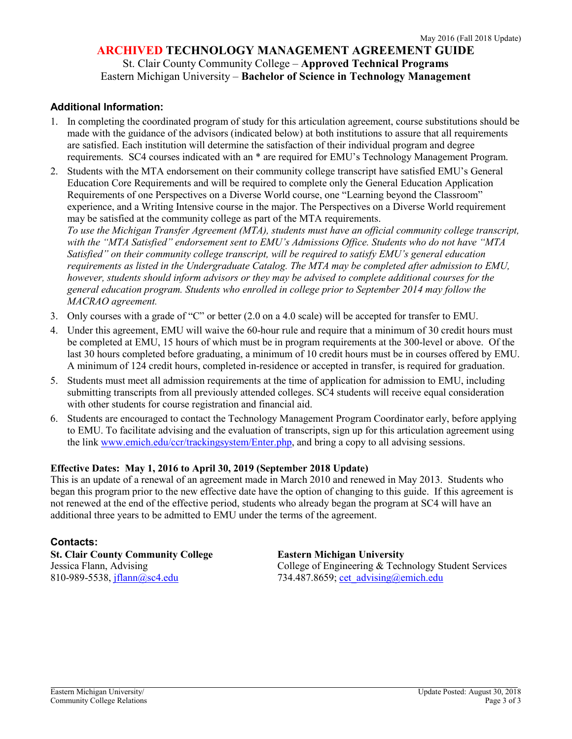May 2016 (Fall 2018 Update)

# ARCHIVED TECHNOLOGY MANAGEMENT AGREEMENT GUIDE

St. Clair County Community College – **Approved Technical Programs**
Eastern Michigan University – **Bachelor of Science in Technology Management**

## Additional Information:

1. In completing the coordinated program of study for this articulation agreement, course substitutions should be made with the guidance of the advisors (indicated below) at both institutions to assure that all requirements are satisfied. Each institution will determine the satisfaction of their individual program and degree requirements. SC4 courses indicated with an * are required for EMU's Technology Management Program.
2. Students with the MTA endorsement on their community college transcript have satisfied EMU's General Education Core Requirements and will be required to complete only the General Education Application Requirements of one Perspectives on a Diverse World course, one "Learning beyond the Classroom" experience, and a Writing Intensive course in the major. The Perspectives on a Diverse World requirement may be satisfied at the community college as part of the MTA requirements.
   *To use the Michigan Transfer Agreement (MTA), students must have an official community college transcript, with the "MTA Satisfied" endorsement sent to EMU's Admissions Office. Students who do not have "MTA Satisfied" on their community college transcript, will be required to satisfy EMU's general education requirements as listed in the Undergraduate Catalog. The MTA may be completed after admission to EMU, however, students should inform advisors or they may be advised to complete additional courses for the general education program. Students who enrolled in college prior to September 2014 may follow the MACRAO agreement.*
3. Only courses with a grade of "C" or better (2.0 on a 4.0 scale) will be accepted for transfer to EMU.
4. Under this agreement, EMU will waive the 60-hour rule and require that a minimum of 30 credit hours must be completed at EMU, 15 hours of which must be in program requirements at the 300-level or above. Of the last 30 hours completed before graduating, a minimum of 10 credit hours must be in courses offered by EMU. A minimum of 124 credit hours, completed in-residence or accepted in transfer, is required for graduation.
5. Students must meet all admission requirements at the time of application for admission to EMU, including submitting transcripts from all previously attended colleges. SC4 students will receive equal consideration with other students for course registration and financial aid.
6. Students are encouraged to contact the Technology Management Program Coordinator early, before applying to EMU. To facilitate advising and the evaluation of transcripts, sign up for this articulation agreement using the link www.emich.edu/ccr/trackingsystem/Enter.php, and bring a copy to all advising sessions.

**Effective Dates: May 1, 2016 to April 30, 2019 (September 2018 Update)**

This is an update of a renewal of an agreement made in March 2010 and renewed in May 2013. Students who began this program prior to the new effective date have the option of changing to this guide. If this agreement is not renewed at the end of the effective period, students who already began the program at SC4 will have an additional three years to be admitted to EMU under the terms of the agreement.

## Contacts:

**St. Clair County Community College**
Jessica Flann, Advising
810-989-5538, jflann@sc4.edu

**Eastern Michigan University**
College of Engineering & Technology Student Services
734.487.8659; cet_advising@emich.edu